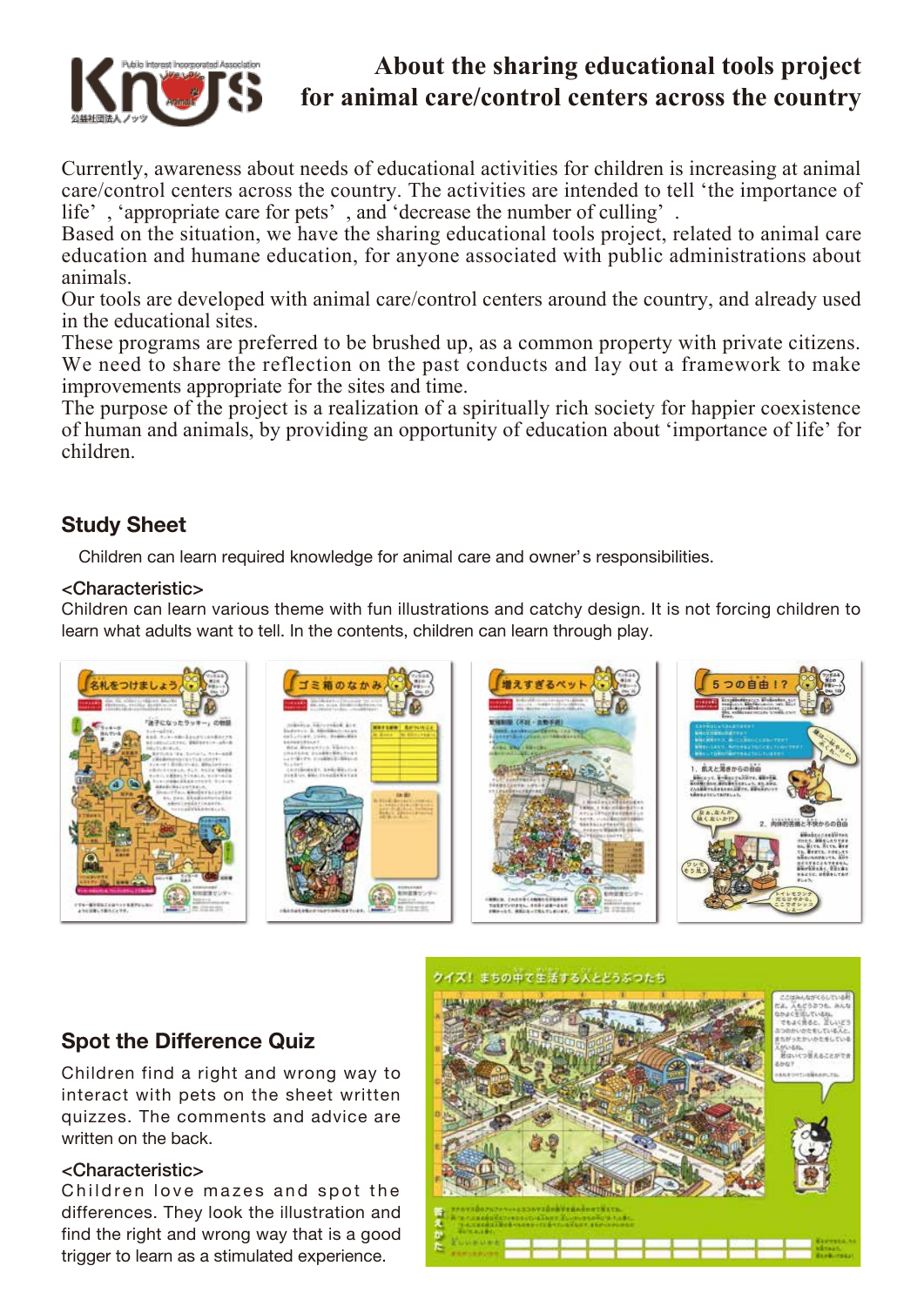# About the sharing educational tools project for animal care/control centers across the country

Currently, awareness about needs of educational activities for children is increasing at animal care/control centers across the country. The activities are intended to tell 'the importance of life', 'appropriate care for pets', and 'decrease the number of culling'.
Based on the situation, we have the sharing educational tools project, related to animal care education and humane education, for anyone associated with public administrations about animals.
Our tools are developed with animal care/control centers around the country, and already used in the educational sites.
These programs are preferred to be brushed up, as a common property with private citizens. We need to share the reflection on the past conducts and lay out a framework to make improvements appropriate for the sites and time.
The purpose of the project is a realization of a spiritually rich society for happier coexistence of human and animals, by providing an opportunity of education about 'importance of life' for children.

## Study Sheet

Children can learn required knowledge for animal care and owner's responsibilities.

<Characteristic>
Children can learn various theme with fun illustrations and catchy design. It is not forcing children to learn what adults want to tell. In the contents, children can learn through play.

## Spot the Difference Quiz

Children find a right and wrong way to interact with pets on the sheet written quizzes. The comments and advice are written on the back.

<Characteristic>
Children love mazes and spot the differences. They look the illustration and find the right and wrong way that is a good trigger to learn as a stimulated experience.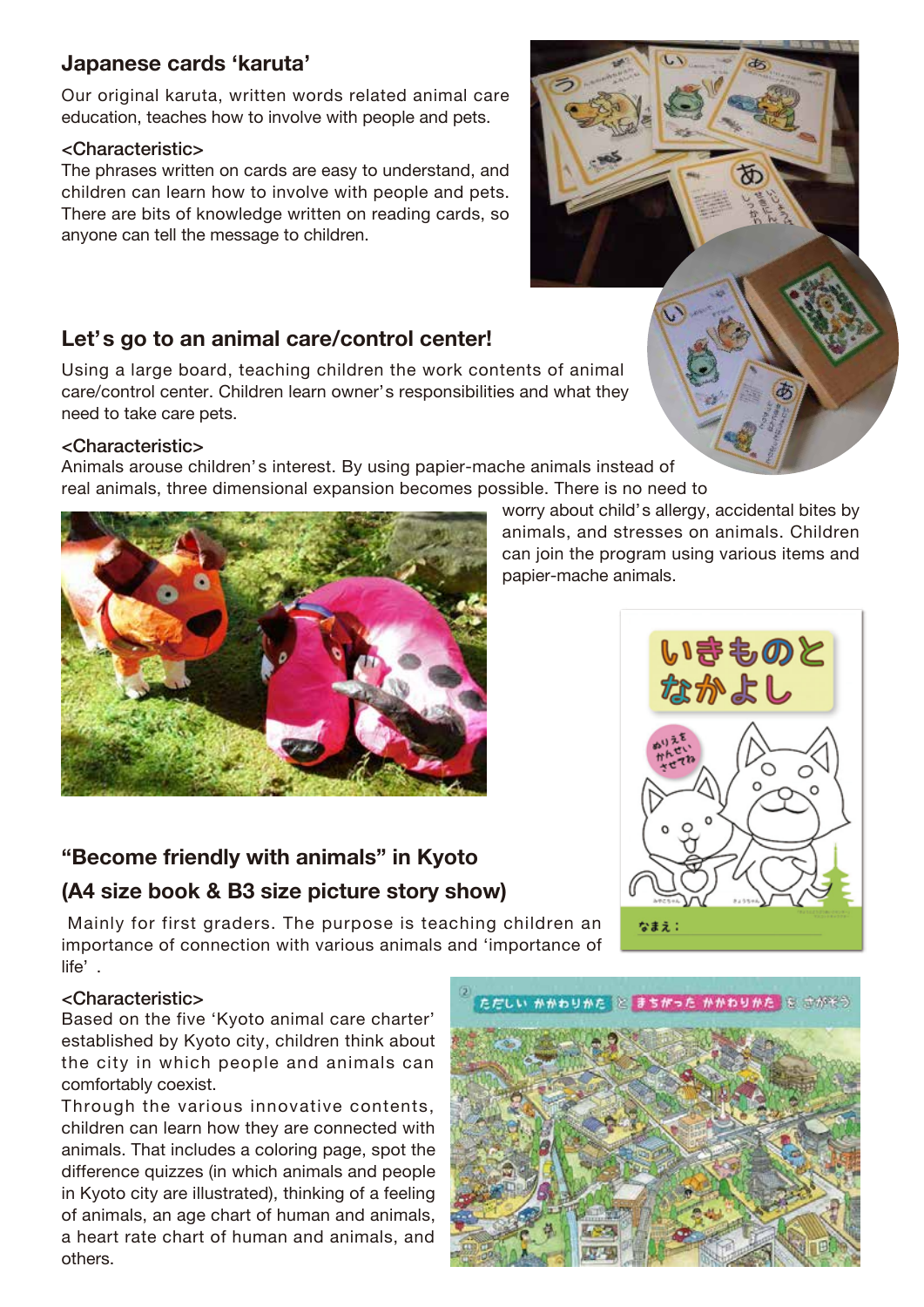## Japanese cards 'karuta'

Our original karuta, written words related animal care education, teaches how to involve with people and pets.

<Characteristic>
The phrases written on cards are easy to understand, and children can learn how to involve with people and pets. There are bits of knowledge written on reading cards, so anyone can tell the message to children.

## Let's go to an animal care/control center!

Using a large board, teaching children the work contents of animal care/control center. Children learn owner's responsibilities and what they need to take care pets.

<Characteristic>
Animals arouse children's interest. By using papier-mache animals instead of real animals, three dimensional expansion becomes possible. There is no need to worry about child's allergy, accidental bites by animals, and stresses on animals. Children can join the program using various items and papier-mache animals.

## "Become friendly with animals" in Kyoto (A4 size book & B3 size picture story show)

Mainly for first graders. The purpose is teaching children an importance of connection with various animals and 'importance of life'.

<Characteristic>
Based on the five 'Kyoto animal care charter' established by Kyoto city, children think about the city in which people and animals can comfortably coexist.
Through the various innovative contents, children can learn how they are connected with animals. That includes a coloring page, spot the difference quizzes (in which animals and people in Kyoto city are illustrated), thinking of a feeling of animals, an age chart of human and animals, a heart rate chart of human and animals, and others.